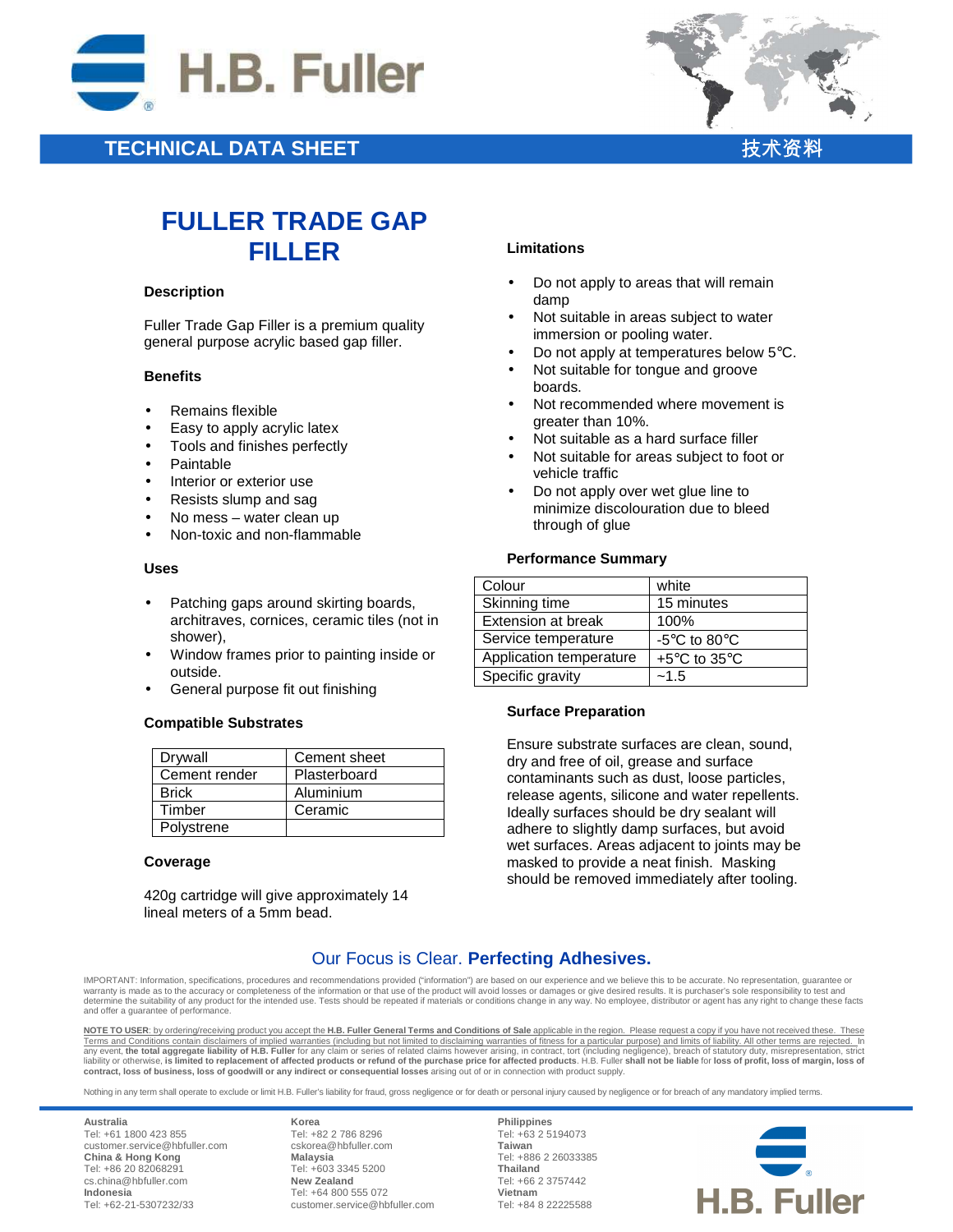TECHNICAL DATA SHEET 技术资料

# FULLER TRADE GAP FILLER

### Description

Fuller Trade Gap Filler is a premium quality general purpose acrylic based gap filler.

### Benefits

- Remains flexible
- Easy to apply acrylic latex
- Tools and finishes perfectly
- Paintable
- Interior or exterior use
- Resists slump and sag
- No mess – water clean up
- Non-toxic and non-flammable

### Uses

- Patching gaps around skirting boards, architraves, cornices, ceramic tiles (not in shower),
- Window frames prior to painting inside or outside.
- General purpose fit out finishing

### Compatible Substrates

| | |
|---|---|
| Drywall | Cement sheet |
| Cement render | Plasterboard |
| Brick | Aluminium |
| Timber | Ceramic |
| Polystrene | |

### Coverage

420g cartridge will give approximately 14 lineal meters of a 5mm bead.

### Limitations

- Do not apply to areas that will remain damp
- Not suitable in areas subject to water immersion or pooling water.
- Do not apply at temperatures below 5°C.
- Not suitable for tongue and groove boards.
- Not recommended where movement is greater than 10%.
- Not suitable as a hard surface filler
- Not suitable for areas subject to foot or vehicle traffic
- Do not apply over wet glue line to minimize discolouration due to bleed through of glue

### Performance Summary

| | |
|---|---|
| Colour | white |
| Skinning time | 15 minutes |
| Extension at break | 100% |
| Service temperature | -5°C to 80°C |
| Application temperature | +5°C to 35°C |
| Specific gravity | ~1.5 |

### Surface Preparation

Ensure substrate surfaces are clean, sound, dry and free of oil, grease and surface contaminants such as dust, loose particles, release agents, silicone and water repellents. Ideally surfaces should be dry sealant will adhere to slightly damp surfaces, but avoid wet surfaces. Areas adjacent to joints may be masked to provide a neat finish. Masking should be removed immediately after tooling.

Our Focus is Clear. **Perfecting Adhesives.**

IMPORTANT: Information, specifications, procedures and recommendations provided ("information") are based on our experience and we believe this to be accurate. No representation, guarantee or warranty is made as to the accuracy or completeness of the information or that use of the product will avoid losses or damages or give desired results. It is purchaser's sole responsibility to test and determine the suitability of any product for the intended use. Tests should be repeated if materials or conditions change in any way. No employee, distributor or agent has any right to change these facts and offer a guarantee of performance.

NOTE TO USER: by ordering/receiving product you accept the **H.B. Fuller General Terms and Conditions of Sale** applicable in the region. Please request a copy if you have not received these. These Terms and Conditions contain disclaimers of implied warranties (including but not limited to disclaiming warranties of fitness for a particular purpose) and limits of liability. All other terms are rejected. In any event, **the total aggregate liability of H.B. Fuller** for any claim or series of related claims however arising, in contract, tort (including negligence), breach of statutory duty, misrepresentation, strict liability or otherwise, **is limited to replacement of affected products or refund of the purchase price for affected products**. H.B. Fuller **shall not be liable** for **loss of profit, loss of margin, loss of contract, loss of business, loss of goodwill or any indirect or consequential losses** arising out of or in connection with product supply.

Nothing in any term shall operate to exclude or limit H.B. Fuller's liability for fraud, gross negligence or for death or personal injury caused by negligence or for breach of any mandatory implied terms.

**Australia**
Tel: +61 1800 423 855
customer.service@hbfuller.com
**China & Hong Kong**
Tel: +86 20 82068291
cs.china@hbfuller.com
**Indonesia**
Tel: +62-21-5307232/33

**Korea**
Tel: +82 2 786 8296
cskorea@hbfuller.com
**Malaysia**
Tel: +603 3345 5200
**New Zealand**
Tel: +64 800 555 072
customer.service@hbfuller.com

**Philippines**
Tel: +63 2 5194073
**Taiwan**
Tel: +886 2 26033385
**Thailand**
Tel: +66 2 3757442
**Vietnam**
Tel: +84 8 22225588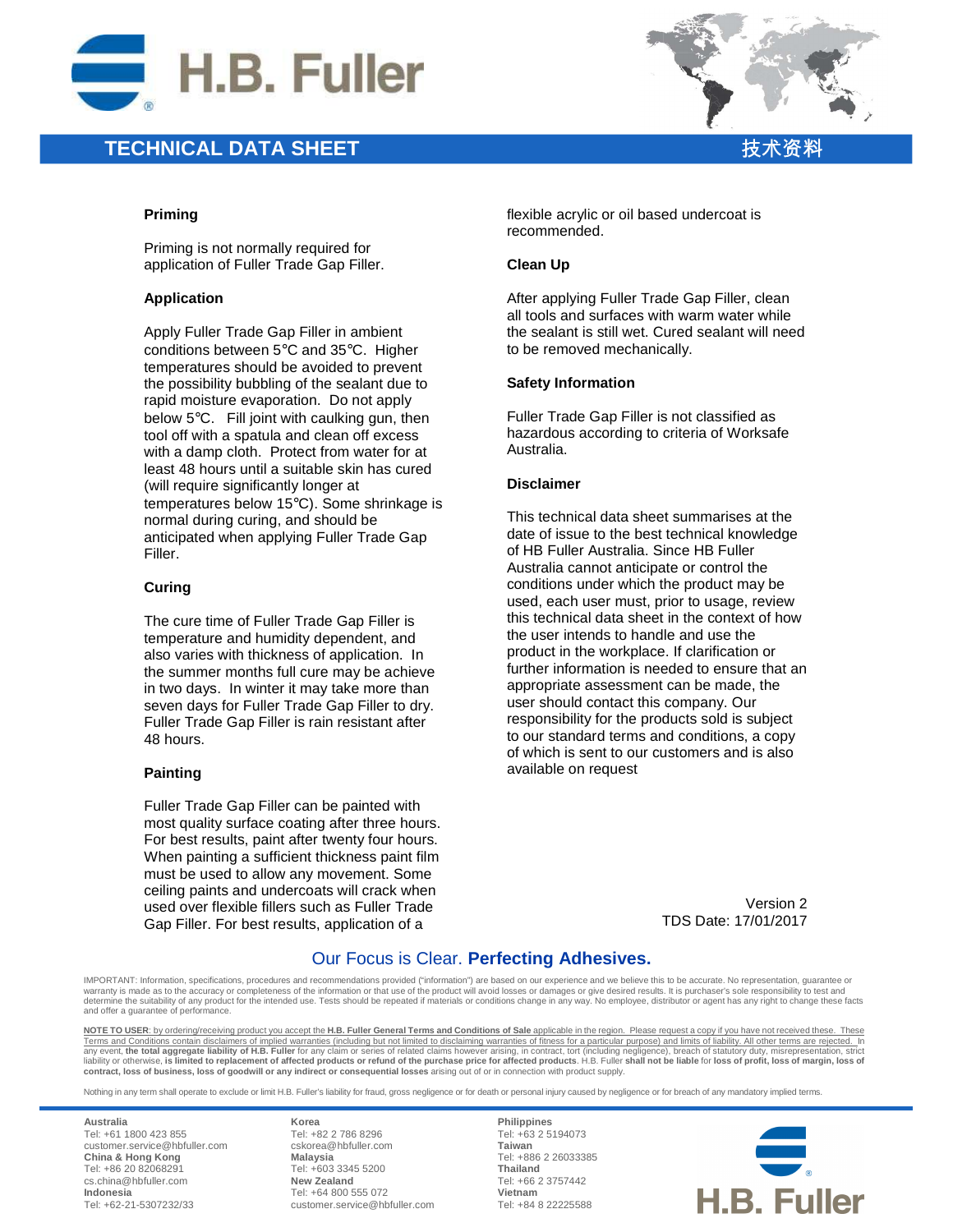# TECHNICAL DATA SHEET 技术资料

### Priming

Priming is not normally required for application of Fuller Trade Gap Filler.

### Application

Apply Fuller Trade Gap Filler in ambient conditions between 5℃ and 35℃. Higher temperatures should be avoided to prevent the possibility bubbling of the sealant due to rapid moisture evaporation. Do not apply below 5℃. Fill joint with caulking gun, then tool off with a spatula and clean off excess with a damp cloth. Protect from water for at least 48 hours until a suitable skin has cured (will require significantly longer at temperatures below 15℃). Some shrinkage is normal during curing, and should be anticipated when applying Fuller Trade Gap Filler.

### Curing

The cure time of Fuller Trade Gap Filler is temperature and humidity dependent, and also varies with thickness of application. In the summer months full cure may be achieve in two days. In winter it may take more than seven days for Fuller Trade Gap Filler to dry. Fuller Trade Gap Filler is rain resistant after 48 hours.

### Painting

Fuller Trade Gap Filler can be painted with most quality surface coating after three hours. For best results, paint after twenty four hours. When painting a sufficient thickness paint film must be used to allow any movement. Some ceiling paints and undercoats will crack when used over flexible fillers such as Fuller Trade Gap Filler. For best results, application of a flexible acrylic or oil based undercoat is recommended.

### Clean Up

After applying Fuller Trade Gap Filler, clean all tools and surfaces with warm water while the sealant is still wet. Cured sealant will need to be removed mechanically.

### Safety Information

Fuller Trade Gap Filler is not classified as hazardous according to criteria of Worksafe Australia.

### Disclaimer

This technical data sheet summarises at the date of issue to the best technical knowledge of HB Fuller Australia. Since HB Fuller Australia cannot anticipate or control the conditions under which the product may be used, each user must, prior to usage, review this technical data sheet in the context of how the user intends to handle and use the product in the workplace. If clarification or further information is needed to ensure that an appropriate assessment can be made, the user should contact this company. Our responsibility for the products sold is subject to our standard terms and conditions, a copy of which is sent to our customers and is also available on request

Version 2
TDS Date: 17/01/2017

Our Focus is Clear. **Perfecting Adhesives.**

IMPORTANT: Information, specifications, procedures and recommendations provided ("information") are based on our experience and we believe this to be accurate. No representation, guarantee or warranty is made as to the accuracy or completeness of the information or that use of the product will avoid losses or damages or give desired results. It is purchaser's sole responsibility to test and determine the suitability of any product for the intended use. Tests should be repeated if materials or conditions change in any way. No employee, distributor or agent has any right to change these facts and offer a guarantee of performance.

NOTE TO USER: by ordering/receiving product you accept the **H.B. Fuller General Terms and Conditions of Sale** applicable in the region. Please request a copy if you have not received these. These Terms and Conditions contain disclaimers of implied warranties (including but not limited to disclaiming warranties of fitness for a particular purpose) and limits of liability. All other terms are rejected. In any event, **the total aggregate liability of H.B. Fuller** for any claim or series of related claims however arising, in contract, tort (including negligence), breach of statutory duty, misrepresentation, strict liability or otherwise, **is limited to replacement of affected products or refund of the purchase price for affected products**. H.B. Fuller **shall not be liable** for **loss of profit, loss of margin, loss of contract, loss of business, loss of goodwill or any indirect or consequential losses** arising out of or in connection with product supply.

Nothing in any term shall operate to exclude or limit H.B. Fuller's liability for fraud, gross negligence or for death or personal injury caused by negligence or for breach of any mandatory implied terms.

**Australia**
Tel: +61 1800 423 855
customer.service@hbfuller.com
**China & Hong Kong**
Tel: +86 20 82068291
cs.china@hbfuller.com
**Indonesia**
Tel: +62-21-5307232/33

**Korea**
Tel: +82 2 786 8296
cskorea@hbfuller.com
**Malaysia**
Tel: +603 3345 5200
**New Zealand**
Tel: +64 800 555 072
customer.service@hbfuller.com

**Philippines**
Tel: +63 2 5194073
**Taiwan**
Tel: +886 2 26033385
**Thailand**
Tel: +66 2 3757442
**Vietnam**
Tel: +84 8 22225588